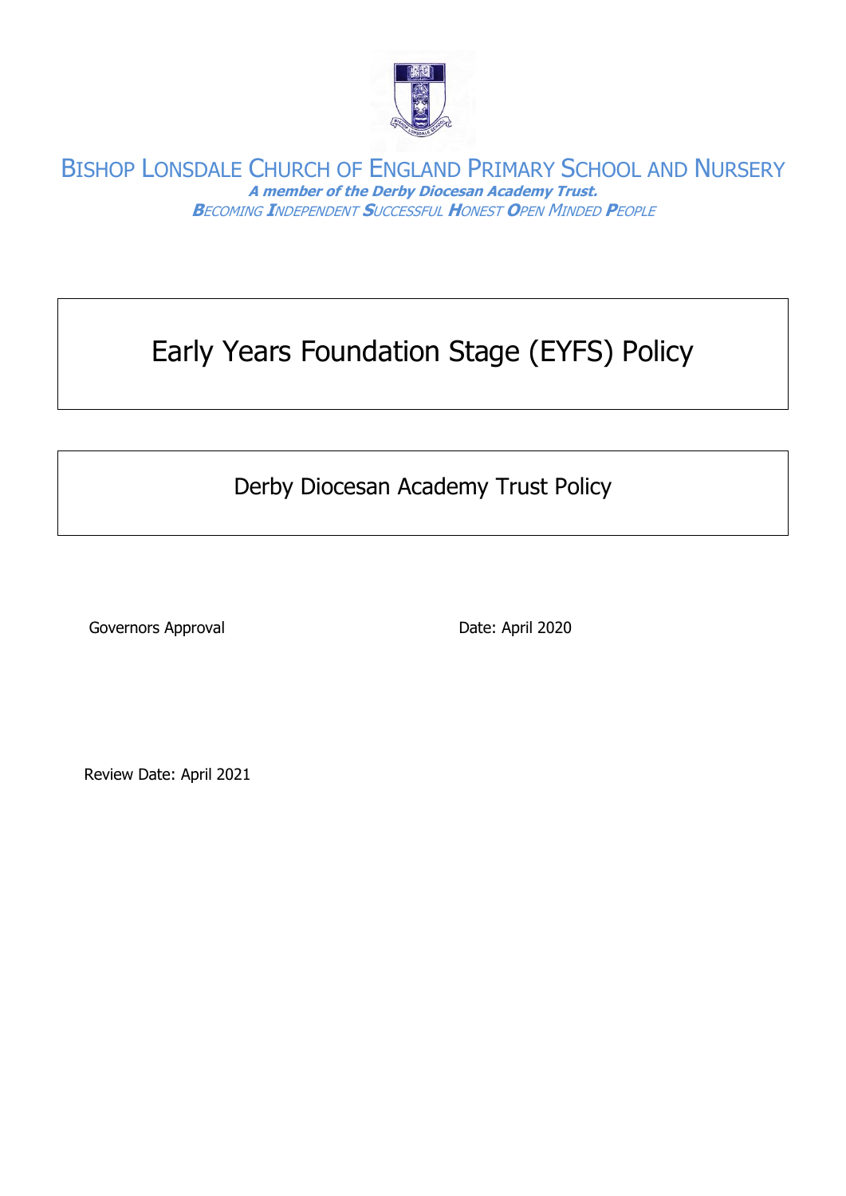# Bishop Lonsdale Church of England Primary School and Nursery

***A member of the Derby Diocesan Academy Trust.***

***B****ECOMING* ***I****NDEPENDENT* ***S****UCCESSFUL* ***H****ONEST* ***O****PEN* ***M****INDED* ***P****EOPLE*

# Early Years Foundation Stage (EYFS) Policy

## Derby Diocesan Academy Trust Policy

Governors Approval Date: April 2020

Review Date: April 2021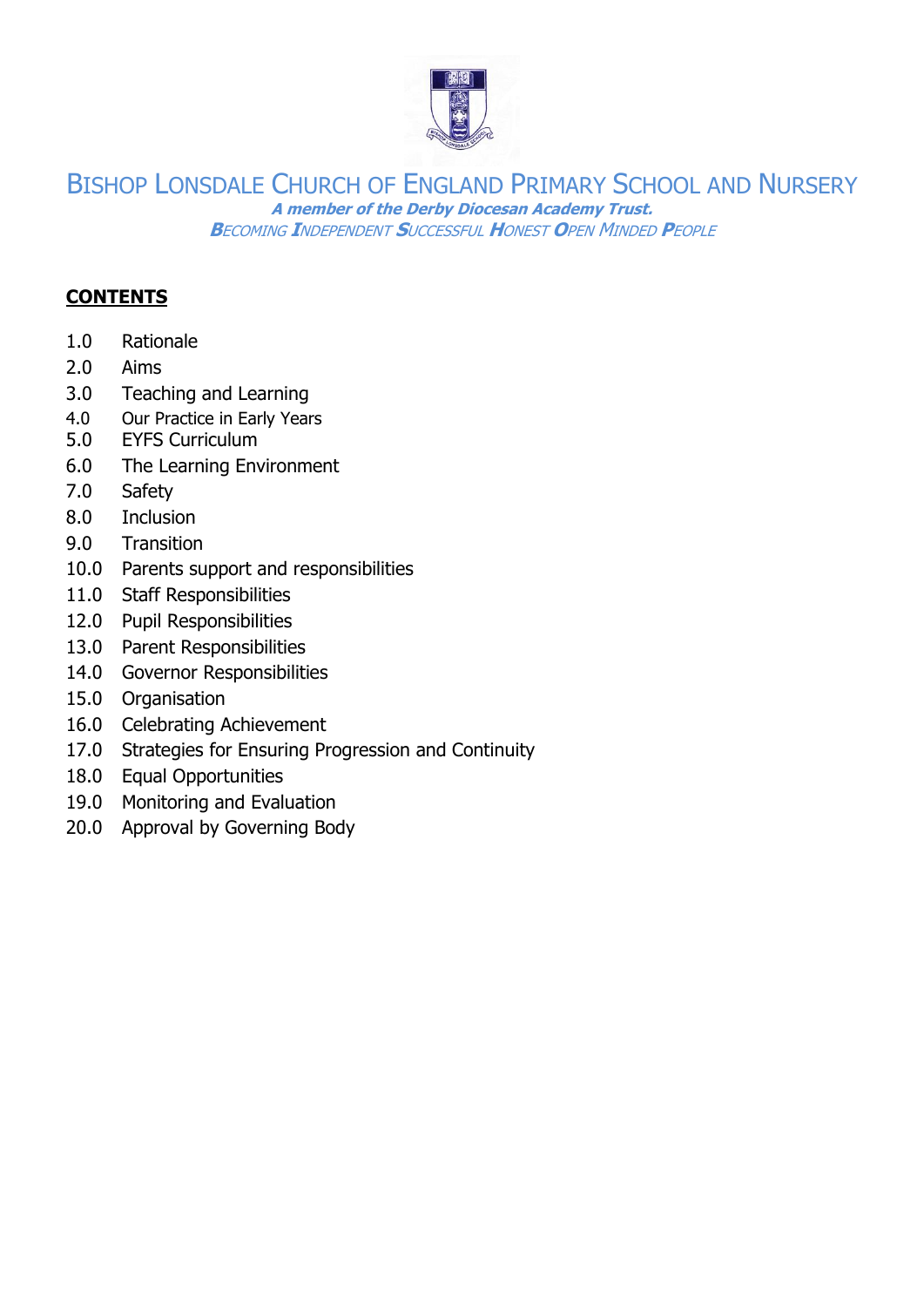# Bishop Lonsdale Church of England Primary School and Nursery

***A member of the Derby Diocesan Academy Trust.***

*Becoming Independent Successful Honest Open Minded People*

## CONTENTS

1.0 Rationale
2.0 Aims
3.0 Teaching and Learning
4.0 Our Practice in Early Years
5.0 EYFS Curriculum
6.0 The Learning Environment
7.0 Safety
8.0 Inclusion
9.0 Transition
10.0 Parents support and responsibilities
11.0 Staff Responsibilities
12.0 Pupil Responsibilities
13.0 Parent Responsibilities
14.0 Governor Responsibilities
15.0 Organisation
16.0 Celebrating Achievement
17.0 Strategies for Ensuring Progression and Continuity
18.0 Equal Opportunities
19.0 Monitoring and Evaluation
20.0 Approval by Governing Body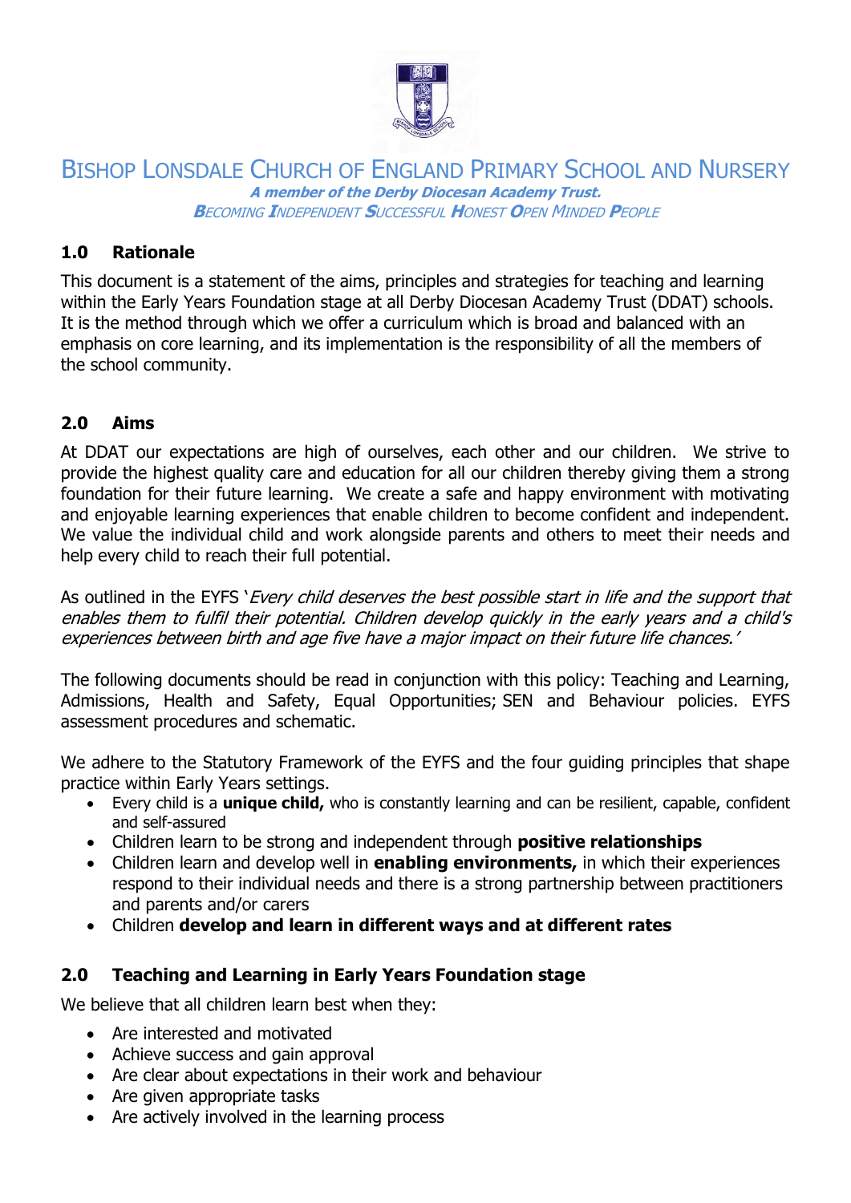# BISHOP LONSDALE CHURCH OF ENGLAND PRIMARY SCHOOL AND NURSERY

***A member of the Derby Diocesan Academy Trust.***

*BECOMING INDEPENDENT SUCCESSFUL HONEST OPEN MINDED PEOPLE*

## 1.0 Rationale

This document is a statement of the aims, principles and strategies for teaching and learning within the Early Years Foundation stage at all Derby Diocesan Academy Trust (DDAT) schools. It is the method through which we offer a curriculum which is broad and balanced with an emphasis on core learning, and its implementation is the responsibility of all the members of the school community.

## 2.0 Aims

At DDAT our expectations are high of ourselves, each other and our children. We strive to provide the highest quality care and education for all our children thereby giving them a strong foundation for their future learning. We create a safe and happy environment with motivating and enjoyable learning experiences that enable children to become confident and independent. We value the individual child and work alongside parents and others to meet their needs and help every child to reach their full potential.

As outlined in the EYFS '*Every child deserves the best possible start in life and the support that enables them to fulfil their potential. Children develop quickly in the early years and a child's experiences between birth and age five have a major impact on their future life chances.'*

The following documents should be read in conjunction with this policy: Teaching and Learning, Admissions, Health and Safety, Equal Opportunities; SEN and Behaviour policies. EYFS assessment procedures and schematic.

We adhere to the Statutory Framework of the EYFS and the four guiding principles that shape practice within Early Years settings.

- Every child is a **unique child,** who is constantly learning and can be resilient, capable, confident and self-assured
- Children learn to be strong and independent through **positive relationships**
- Children learn and develop well in **enabling environments,** in which their experiences respond to their individual needs and there is a strong partnership between practitioners and parents and/or carers
- Children **develop and learn in different ways and at different rates**

## 2.0 Teaching and Learning in Early Years Foundation stage

We believe that all children learn best when they:

- Are interested and motivated
- Achieve success and gain approval
- Are clear about expectations in their work and behaviour
- Are given appropriate tasks
- Are actively involved in the learning process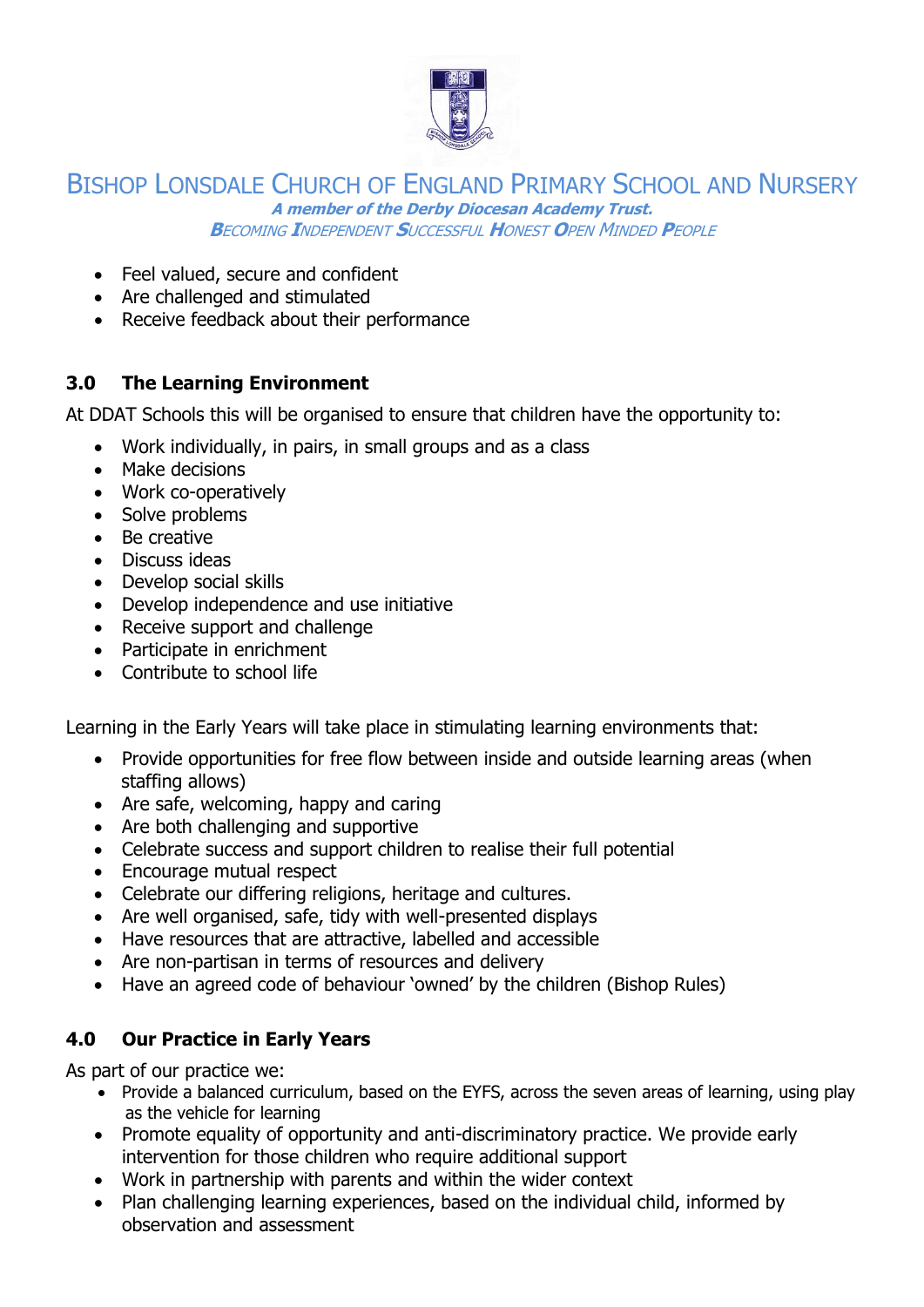- Feel valued, secure and confident
- Are challenged and stimulated
- Receive feedback about their performance

## 3.0 The Learning Environment

At DDAT Schools this will be organised to ensure that children have the opportunity to:

- Work individually, in pairs, in small groups and as a class
- Make decisions
- Work co-operatively
- Solve problems
- Be creative
- Discuss ideas
- Develop social skills
- Develop independence and use initiative
- Receive support and challenge
- Participate in enrichment
- Contribute to school life

Learning in the Early Years will take place in stimulating learning environments that:

- Provide opportunities for free flow between inside and outside learning areas (when staffing allows)
- Are safe, welcoming, happy and caring
- Are both challenging and supportive
- Celebrate success and support children to realise their full potential
- Encourage mutual respect
- Celebrate our differing religions, heritage and cultures.
- Are well organised, safe, tidy with well-presented displays
- Have resources that are attractive, labelled and accessible
- Are non-partisan in terms of resources and delivery
- Have an agreed code of behaviour 'owned' by the children (Bishop Rules)

## 4.0 Our Practice in Early Years

As part of our practice we:

- Provide a balanced curriculum, based on the EYFS, across the seven areas of learning, using play as the vehicle for learning
- Promote equality of opportunity and anti-discriminatory practice. We provide early intervention for those children who require additional support
- Work in partnership with parents and within the wider context
- Plan challenging learning experiences, based on the individual child, informed by observation and assessment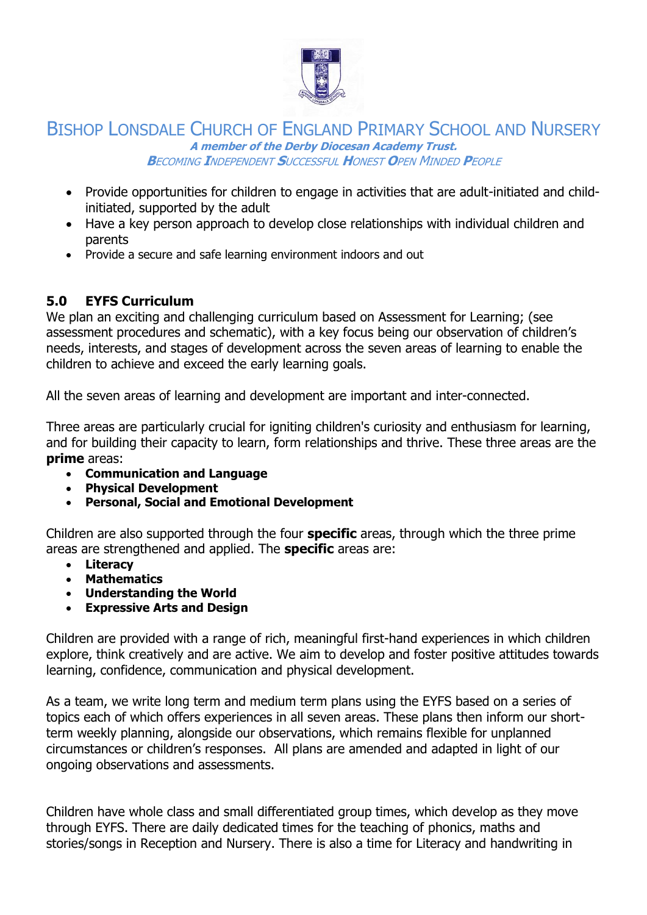- Provide opportunities for children to engage in activities that are adult-initiated and child-initiated, supported by the adult
- Have a key person approach to develop close relationships with individual children and parents
- Provide a secure and safe learning environment indoors and out

## 5.0 EYFS Curriculum

We plan an exciting and challenging curriculum based on Assessment for Learning; (see assessment procedures and schematic), with a key focus being our observation of children's needs, interests, and stages of development across the seven areas of learning to enable the children to achieve and exceed the early learning goals.

All the seven areas of learning and development are important and inter-connected.

Three areas are particularly crucial for igniting children's curiosity and enthusiasm for learning, and for building their capacity to learn, form relationships and thrive. These three areas are the **prime** areas:

- **Communication and Language**
- **Physical Development**
- **Personal, Social and Emotional Development**

Children are also supported through the four **specific** areas, through which the three prime areas are strengthened and applied. The **specific** areas are:

- **Literacy**
- **Mathematics**
- **Understanding the World**
- **Expressive Arts and Design**

Children are provided with a range of rich, meaningful first-hand experiences in which children explore, think creatively and are active. We aim to develop and foster positive attitudes towards learning, confidence, communication and physical development.

As a team, we write long term and medium term plans using the EYFS based on a series of topics each of which offers experiences in all seven areas. These plans then inform our short-term weekly planning, alongside our observations, which remains flexible for unplanned circumstances or children's responses. All plans are amended and adapted in light of our ongoing observations and assessments.

Children have whole class and small differentiated group times, which develop as they move through EYFS. There are daily dedicated times for the teaching of phonics, maths and stories/songs in Reception and Nursery. There is also a time for Literacy and handwriting in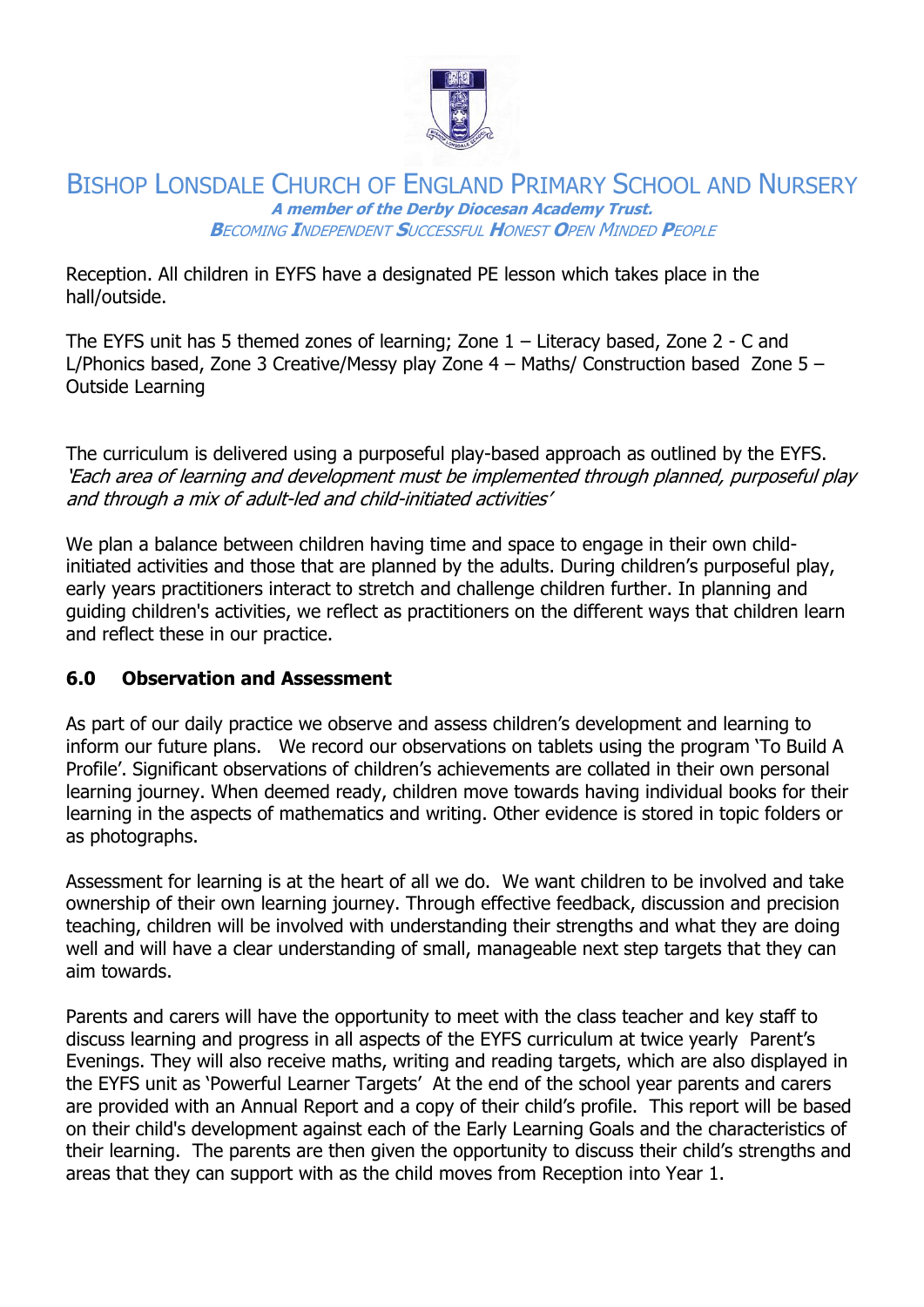Reception. All children in EYFS have a designated PE lesson which takes place in the hall/outside.

The EYFS unit has 5 themed zones of learning; Zone 1 – Literacy based, Zone 2 - C and L/Phonics based, Zone 3 Creative/Messy play Zone 4 – Maths/ Construction based Zone 5 – Outside Learning

The curriculum is delivered using a purposeful play-based approach as outlined by the EYFS. *'Each area of learning and development must be implemented through planned, purposeful play and through a mix of adult-led and child-initiated activities'*

We plan a balance between children having time and space to engage in their own child-initiated activities and those that are planned by the adults. During children's purposeful play, early years practitioners interact to stretch and challenge children further. In planning and guiding children's activities, we reflect as practitioners on the different ways that children learn and reflect these in our practice.

## 6.0 Observation and Assessment

As part of our daily practice we observe and assess children's development and learning to inform our future plans. We record our observations on tablets using the program 'To Build A Profile'. Significant observations of children's achievements are collated in their own personal learning journey. When deemed ready, children move towards having individual books for their learning in the aspects of mathematics and writing. Other evidence is stored in topic folders or as photographs.

Assessment for learning is at the heart of all we do. We want children to be involved and take ownership of their own learning journey. Through effective feedback, discussion and precision teaching, children will be involved with understanding their strengths and what they are doing well and will have a clear understanding of small, manageable next step targets that they can aim towards.

Parents and carers will have the opportunity to meet with the class teacher and key staff to discuss learning and progress in all aspects of the EYFS curriculum at twice yearly Parent's Evenings. They will also receive maths, writing and reading targets, which are also displayed in the EYFS unit as 'Powerful Learner Targets' At the end of the school year parents and carers are provided with an Annual Report and a copy of their child's profile. This report will be based on their child's development against each of the Early Learning Goals and the characteristics of their learning. The parents are then given the opportunity to discuss their child's strengths and areas that they can support with as the child moves from Reception into Year 1.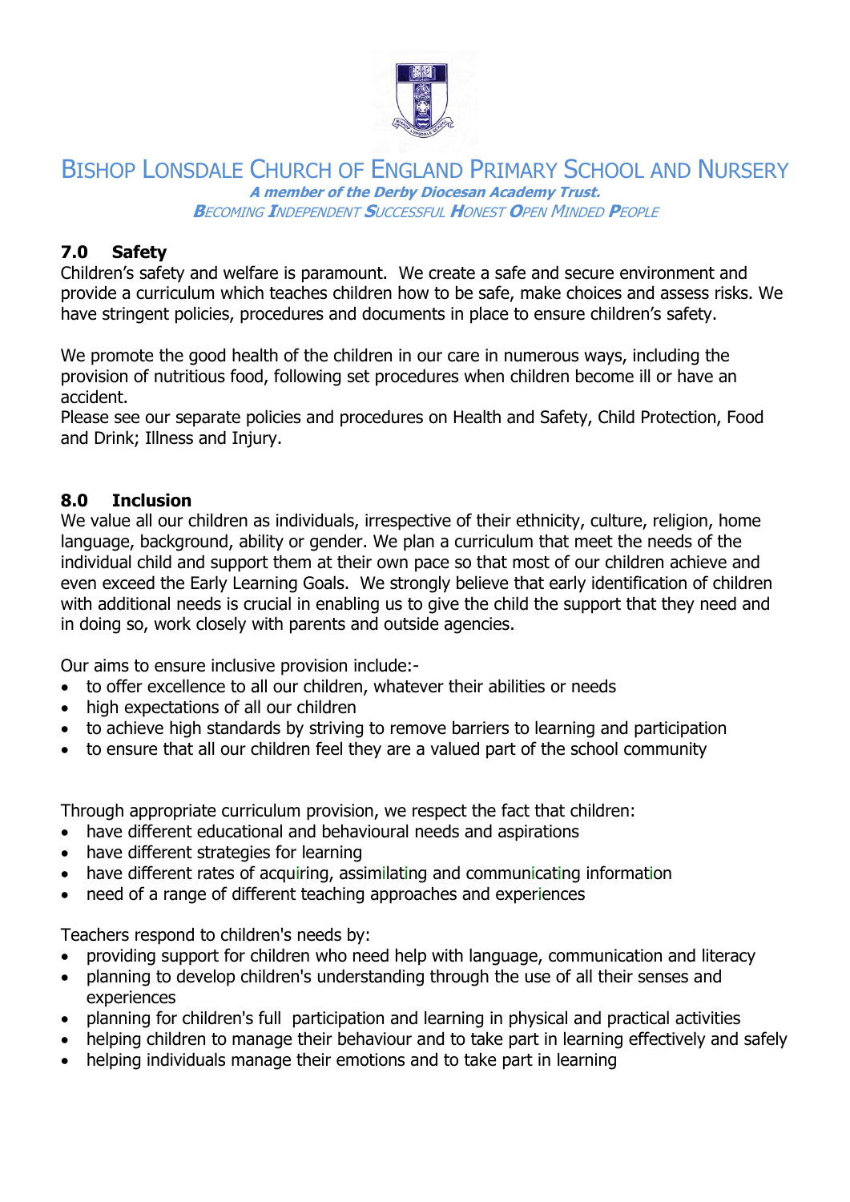## 7.0 Safety

Children's safety and welfare is paramount. We create a safe and secure environment and provide a curriculum which teaches children how to be safe, make choices and assess risks. We have stringent policies, procedures and documents in place to ensure children's safety.

We promote the good health of the children in our care in numerous ways, including the provision of nutritious food, following set procedures when children become ill or have an accident.

Please see our separate policies and procedures on Health and Safety, Child Protection, Food and Drink; Illness and Injury.

## 8.0 Inclusion

We value all our children as individuals, irrespective of their ethnicity, culture, religion, home language, background, ability or gender. We plan a curriculum that meet the needs of the individual child and support them at their own pace so that most of our children achieve and even exceed the Early Learning Goals. We strongly believe that early identification of children with additional needs is crucial in enabling us to give the child the support that they need and in doing so, work closely with parents and outside agencies.

Our aims to ensure inclusive provision include:-

- to offer excellence to all our children, whatever their abilities or needs
- high expectations of all our children
- to achieve high standards by striving to remove barriers to learning and participation
- to ensure that all our children feel they are a valued part of the school community

Through appropriate curriculum provision, we respect the fact that children:

- have different educational and behavioural needs and aspirations
- have different strategies for learning
- have different rates of acquiring, assimilating and communicating information
- need of a range of different teaching approaches and experiences

Teachers respond to children's needs by:

- providing support for children who need help with language, communication and literacy
- planning to develop children's understanding through the use of all their senses and experiences
- planning for children's full participation and learning in physical and practical activities
- helping children to manage their behaviour and to take part in learning effectively and safely
- helping individuals manage their emotions and to take part in learning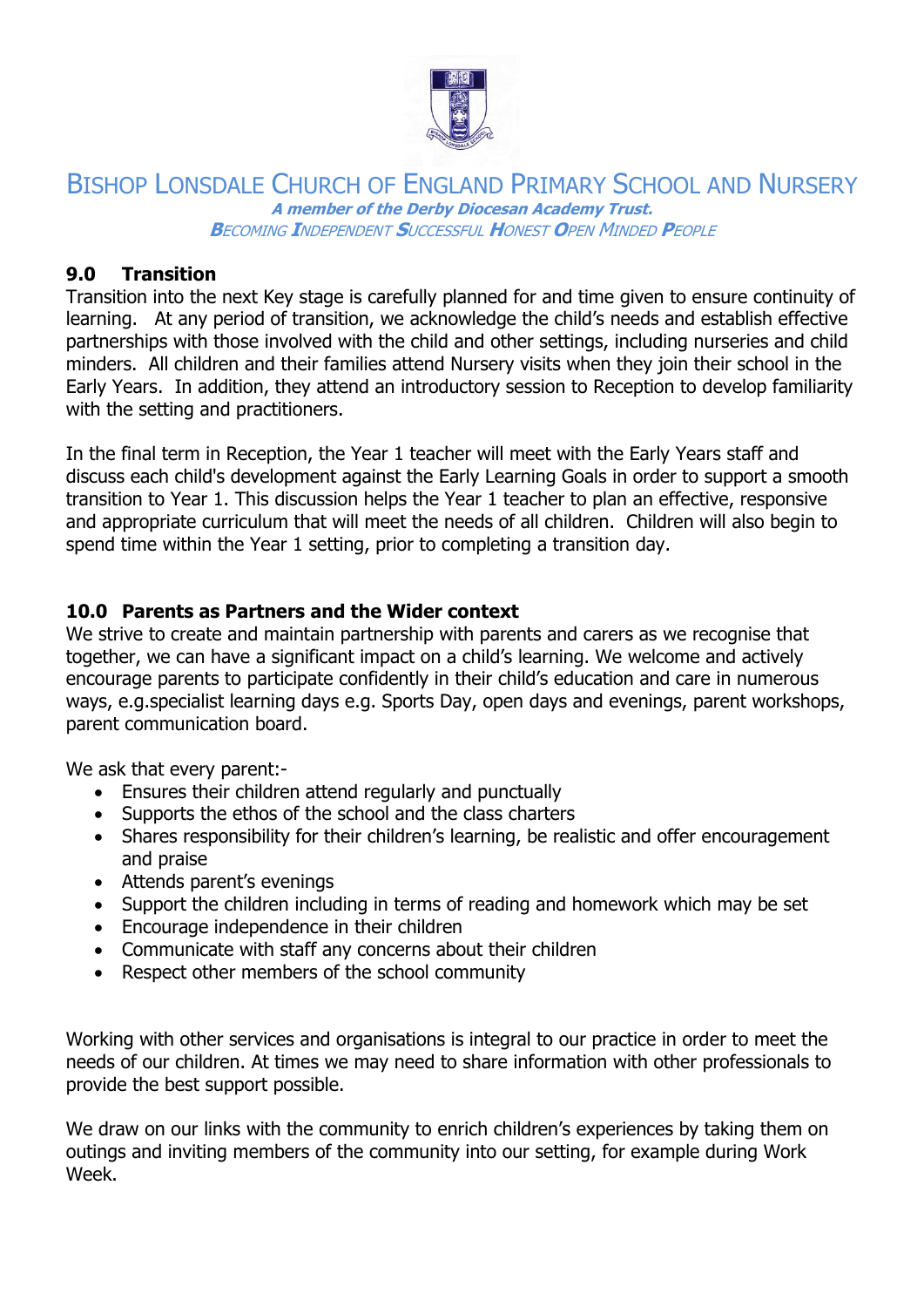## 9.0 Transition

Transition into the next Key stage is carefully planned for and time given to ensure continuity of learning. At any period of transition, we acknowledge the child's needs and establish effective partnerships with those involved with the child and other settings, including nurseries and child minders. All children and their families attend Nursery visits when they join their school in the Early Years. In addition, they attend an introductory session to Reception to develop familiarity with the setting and practitioners.

In the final term in Reception, the Year 1 teacher will meet with the Early Years staff and discuss each child's development against the Early Learning Goals in order to support a smooth transition to Year 1. This discussion helps the Year 1 teacher to plan an effective, responsive and appropriate curriculum that will meet the needs of all children. Children will also begin to spend time within the Year 1 setting, prior to completing a transition day.

## 10.0 Parents as Partners and the Wider context

We strive to create and maintain partnership with parents and carers as we recognise that together, we can have a significant impact on a child's learning. We welcome and actively encourage parents to participate confidently in their child's education and care in numerous ways, e.g.specialist learning days e.g. Sports Day, open days and evenings, parent workshops, parent communication board.

We ask that every parent:-

- Ensures their children attend regularly and punctually
- Supports the ethos of the school and the class charters
- Shares responsibility for their children's learning, be realistic and offer encouragement and praise
- Attends parent's evenings
- Support the children including in terms of reading and homework which may be set
- Encourage independence in their children
- Communicate with staff any concerns about their children
- Respect other members of the school community

Working with other services and organisations is integral to our practice in order to meet the needs of our children. At times we may need to share information with other professionals to provide the best support possible.

We draw on our links with the community to enrich children's experiences by taking them on outings and inviting members of the community into our setting, for example during Work Week.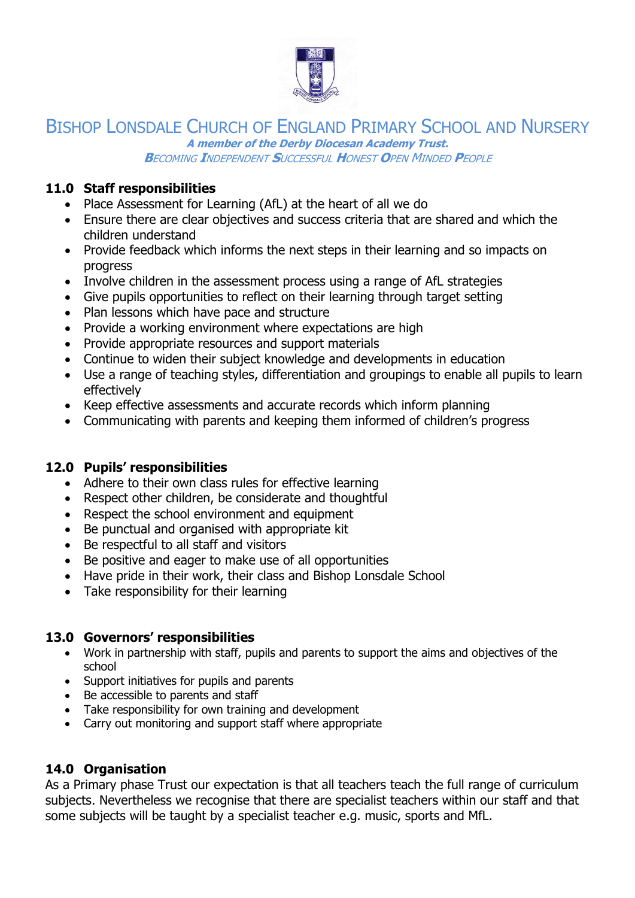## 11.0 Staff responsibilities

- Place Assessment for Learning (AfL) at the heart of all we do
- Ensure there are clear objectives and success criteria that are shared and which the children understand
- Provide feedback which informs the next steps in their learning and so impacts on progress
- Involve children in the assessment process using a range of AfL strategies
- Give pupils opportunities to reflect on their learning through target setting
- Plan lessons which have pace and structure
- Provide a working environment where expectations are high
- Provide appropriate resources and support materials
- Continue to widen their subject knowledge and developments in education
- Use a range of teaching styles, differentiation and groupings to enable all pupils to learn effectively
- Keep effective assessments and accurate records which inform planning
- Communicating with parents and keeping them informed of children's progress

## 12.0 Pupils' responsibilities

- Adhere to their own class rules for effective learning
- Respect other children, be considerate and thoughtful
- Respect the school environment and equipment
- Be punctual and organised with appropriate kit
- Be respectful to all staff and visitors
- Be positive and eager to make use of all opportunities
- Have pride in their work, their class and Bishop Lonsdale School
- Take responsibility for their learning

## 13.0 Governors' responsibilities

- Work in partnership with staff, pupils and parents to support the aims and objectives of the school
- Support initiatives for pupils and parents
- Be accessible to parents and staff
- Take responsibility for own training and development
- Carry out monitoring and support staff where appropriate

## 14.0 Organisation

As a Primary phase Trust our expectation is that all teachers teach the full range of curriculum subjects. Nevertheless we recognise that there are specialist teachers within our staff and that some subjects will be taught by a specialist teacher e.g. music, sports and MfL.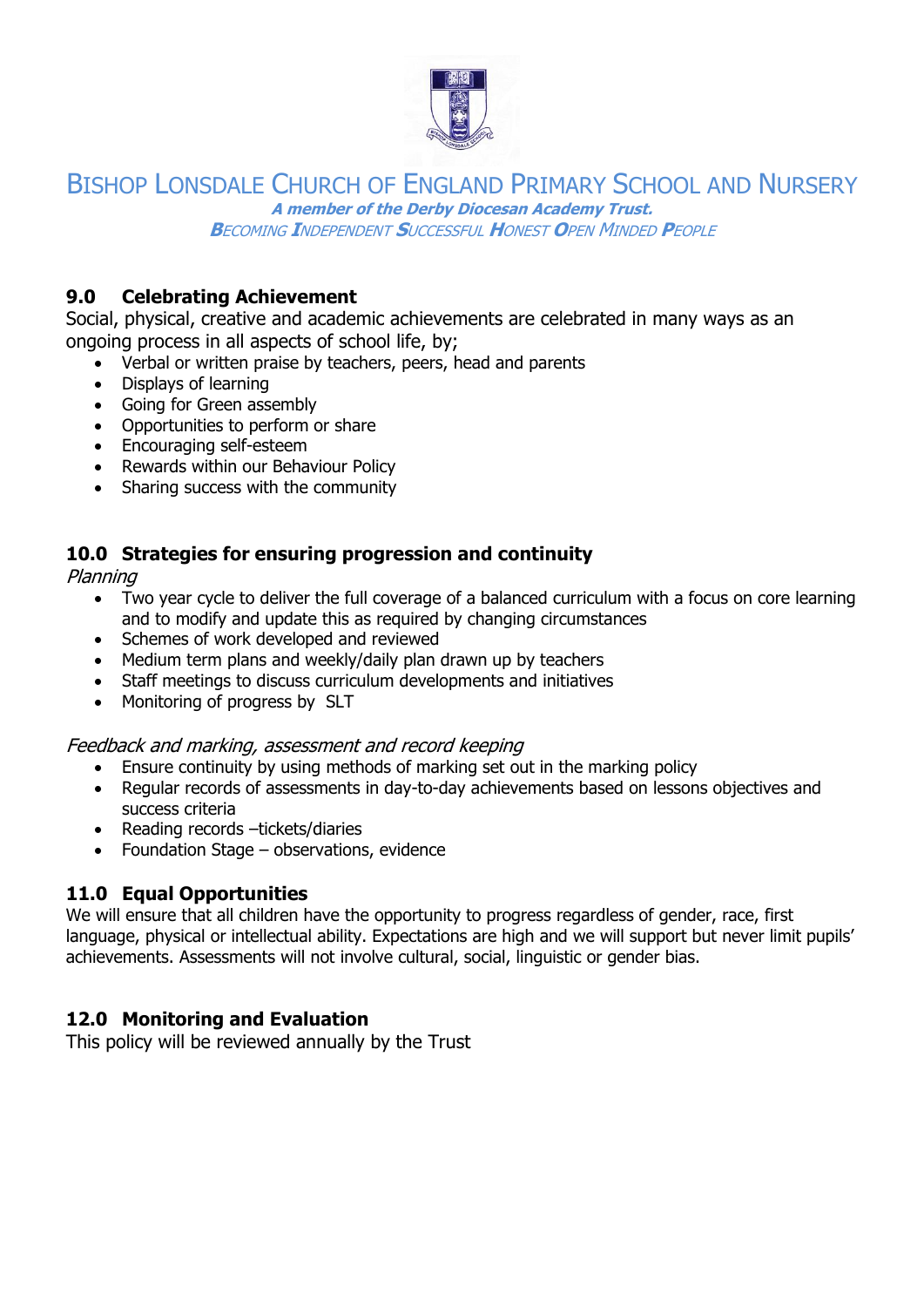## 9.0 Celebrating Achievement

Social, physical, creative and academic achievements are celebrated in many ways as an ongoing process in all aspects of school life, by;

- Verbal or written praise by teachers, peers, head and parents
- Displays of learning
- Going for Green assembly
- Opportunities to perform or share
- Encouraging self-esteem
- Rewards within our Behaviour Policy
- Sharing success with the community

## 10.0 Strategies for ensuring progression and continuity

*Planning*

- Two year cycle to deliver the full coverage of a balanced curriculum with a focus on core learning and to modify and update this as required by changing circumstances
- Schemes of work developed and reviewed
- Medium term plans and weekly/daily plan drawn up by teachers
- Staff meetings to discuss curriculum developments and initiatives
- Monitoring of progress by SLT

*Feedback and marking, assessment and record keeping*

- Ensure continuity by using methods of marking set out in the marking policy
- Regular records of assessments in day-to-day achievements based on lessons objectives and success criteria
- Reading records –tickets/diaries
- Foundation Stage – observations, evidence

## 11.0 Equal Opportunities

We will ensure that all children have the opportunity to progress regardless of gender, race, first language, physical or intellectual ability. Expectations are high and we will support but never limit pupils' achievements. Assessments will not involve cultural, social, linguistic or gender bias.

## 12.0 Monitoring and Evaluation

This policy will be reviewed annually by the Trust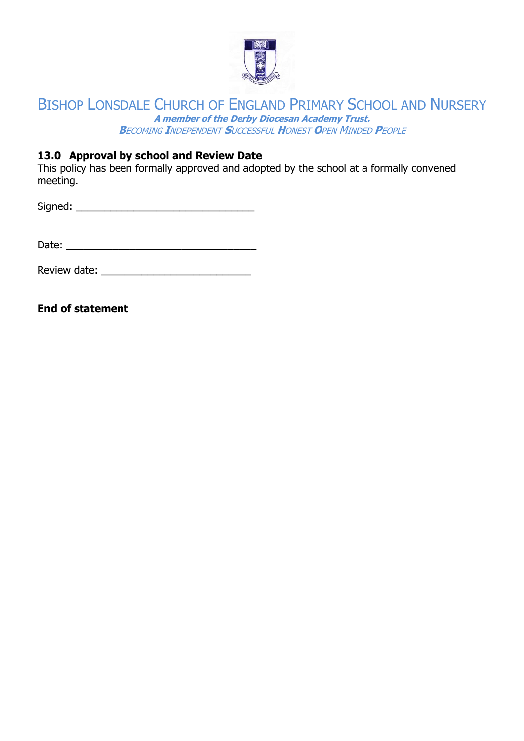BISHOP LONSDALE CHURCH OF ENGLAND PRIMARY SCHOOL AND NURSERY

***A member of the Derby Diocesan Academy Trust.***

*BECOMING INDEPENDENT SUCCESSFUL HONEST OPEN MINDED PEOPLE*

### 13.0 Approval by school and Review Date

This policy has been formally approved and adopted by the school at a formally convened meeting.

Signed: ______________________________

Date: ________________________________

Review date: _________________________

**End of statement**